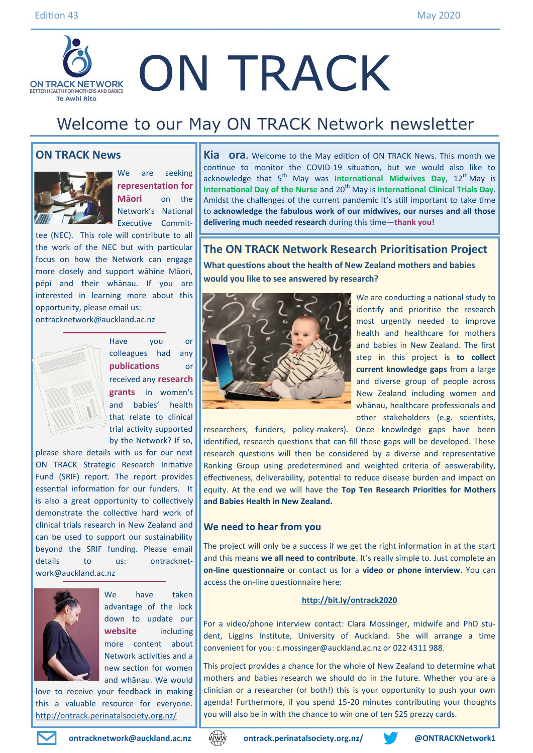Edition 43 May 2020

# ON TRACK

ON TRACK NETWORK
BETTER HEALTH FOR MOTHERS AND BABIES
Te Awhi Rito

## Welcome to our May ON TRACK Network newsletter

## ON TRACK News

We are seeking **representation for Māori** on the Network's National Executive Committee (NEC). This role will contribute to all the work of the NEC but with particular focus on how the Network can engage more closely and support wāhine Māori, pēpi and their whānau. If you are interested in learning more about this opportunity, please email us: ontracknetwork@auckland.ac.nz

Have you or colleagues had any **publications** or received any **research grants** in women's and babies' health that relate to clinical trial activity supported by the Network? If so, please share details with us for our next ON TRACK Strategic Research Initiative Fund (SRIF) report. The report provides essential information for our funders. It is also a great opportunity to collectively demonstrate the collective hard work of clinical trials research in New Zealand and can be used to support our sustainability beyond the SRIF funding. Please email details to us: ontracknetwork@auckland.ac.nz

We have taken advantage of the lock down to update our **website** including more content about Network activities and a new section for women and whānau. We would love to receive your feedback in making this a valuable resource for everyone. http://ontrack.perinatalsociety.org.nz/

**Kia ora.** Welcome to the May edition of ON TRACK News. This month we continue to monitor the COVID-19 situation, but we would also like to acknowledge that 5th May was **International Midwives Day**, 12th May is **International Day of the Nurse** and 20th May is **International Clinical Trials Day**. Amidst the challenges of the current pandemic it's still important to take time to **acknowledge the fabulous work of our midwives, our nurses and all those delivering much needed research** during this time—**thank you!**

## The ON TRACK Network Research Prioritisation Project

**What questions about the health of New Zealand mothers and babies would you like to see answered by research?**

We are conducting a national study to identify and prioritise the research most urgently needed to improve health and healthcare for mothers and babies in New Zealand. The first step in this project is **to collect current knowledge gaps** from a large and diverse group of people across New Zealand including women and whānau, healthcare professionals and other stakeholders (e.g. scientists, researchers, funders, policy-makers). Once knowledge gaps have been identified, research questions that can fill those gaps will be developed. These research questions will then be considered by a diverse and representative Ranking Group using predetermined and weighted criteria of answerability, effectiveness, deliverability, potential to reduce disease burden and impact on equity. At the end we will have the **Top Ten Research Priorities for Mothers and Babies Health in New Zealand.**

### We need to hear from you

The project will only be a success if we get the right information in at the start and this means **we all need to contribute**. It's really simple to. Just complete an **on-line questionnaire** or contact us for a **video or phone interview**. You can access the on-line questionnaire here:

**http://bit.ly/ontrack2020**

For a video/phone interview contact: Clara Mossinger, midwife and PhD student, Liggins Institute, University of Auckland. She will arrange a time convenient for you: c.mossinger@auckland.ac.nz or 022 4311 988.

This project provides a chance for the whole of New Zealand to determine what mothers and babies research we should do in the future. Whether you are a clinician or a researcher (or both!) this is your opportunity to push your own agenda! Furthermore, if you spend 15-20 minutes contributing your thoughts you will also be in with the chance to win one of ten $25 prezzy cards.

ontracknetwork@auckland.ac.nz ontrack.perinatalsociety.org.nz/ @ONTRACKNetwork1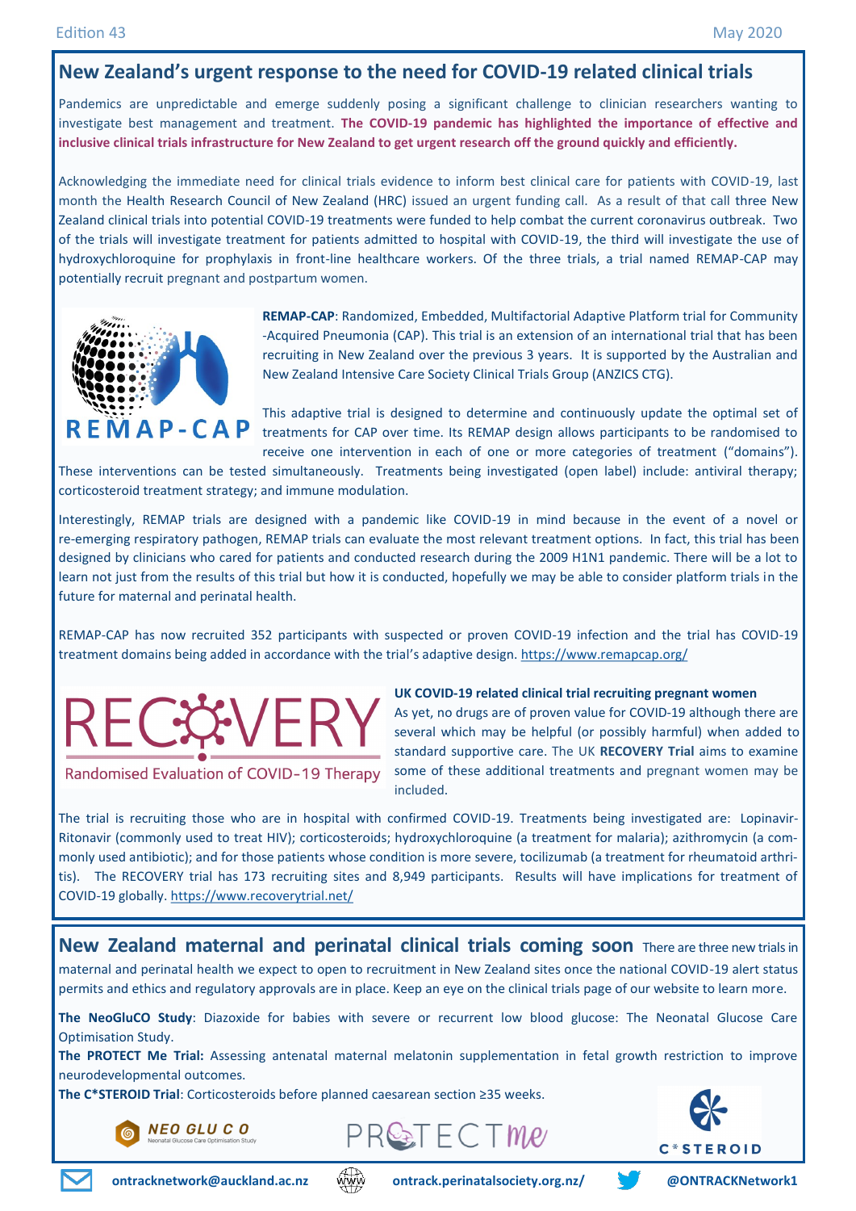## New Zealand's urgent response to the need for COVID-19 related clinical trials

Pandemics are unpredictable and emerge suddenly posing a significant challenge to clinician researchers wanting to investigate best management and treatment. **The COVID-19 pandemic has highlighted the importance of effective and inclusive clinical trials infrastructure for New Zealand to get urgent research off the ground quickly and efficiently.**

Acknowledging the immediate need for clinical trials evidence to inform best clinical care for patients with COVID-19, last month the Health Research Council of New Zealand (HRC) issued an urgent funding call. As a result of that call three New Zealand clinical trials into potential COVID-19 treatments were funded to help combat the current coronavirus outbreak. Two of the trials will investigate treatment for patients admitted to hospital with COVID-19, the third will investigate the use of hydroxychloroquine for prophylaxis in front-line healthcare workers. Of the three trials, a trial named REMAP-CAP may potentially recruit pregnant and postpartum women.

REMAP-CAP

**REMAP-CAP**: Randomized, Embedded, Multifactorial Adaptive Platform trial for Community-Acquired Pneumonia (CAP). This trial is an extension of an international trial that has been recruiting in New Zealand over the previous 3 years. It is supported by the Australian and New Zealand Intensive Care Society Clinical Trials Group (ANZICS CTG).

This adaptive trial is designed to determine and continuously update the optimal set of treatments for CAP over time. Its REMAP design allows participants to be randomised to receive one intervention in each of one or more categories of treatment ("domains"). These interventions can be tested simultaneously. Treatments being investigated (open label) include: antiviral therapy; corticosteroid treatment strategy; and immune modulation.

Interestingly, REMAP trials are designed with a pandemic like COVID-19 in mind because in the event of a novel or re-emerging respiratory pathogen, REMAP trials can evaluate the most relevant treatment options. In fact, this trial has been designed by clinicians who cared for patients and conducted research during the 2009 H1N1 pandemic. There will be a lot to learn not just from the results of this trial but how it is conducted, hopefully we may be able to consider platform trials in the future for maternal and perinatal health.

REMAP-CAP has now recruited 352 participants with suspected or proven COVID-19 infection and the trial has COVID-19 treatment domains being added in accordance with the trial's adaptive design. https://www.remapcap.org/

RECOVERY
Randomised Evaluation of COVID-19 Therapy

**UK COVID-19 related clinical trial recruiting pregnant women**

As yet, no drugs are of proven value for COVID-19 although there are several which may be helpful (or possibly harmful) when added to standard supportive care. The UK **RECOVERY Trial** aims to examine some of these additional treatments and pregnant women may be included.

The trial is recruiting those who are in hospital with confirmed COVID-19. Treatments being investigated are: Lopinavir-Ritonavir (commonly used to treat HIV); corticosteroids; hydroxychloroquine (a treatment for malaria); azithromycin (a commonly used antibiotic); and for those patients whose condition is more severe, tocilizumab (a treatment for rheumatoid arthritis). The RECOVERY trial has 173 recruiting sites and 8,949 participants. Results will have implications for treatment of COVID-19 globally. https://www.recoverytrial.net/

## New Zealand maternal and perinatal clinical trials coming soon

There are three new trials in maternal and perinatal health we expect to open to recruitment in New Zealand sites once the national COVID-19 alert status permits and ethics and regulatory approvals are in place. Keep an eye on the clinical trials page of our website to learn more.

**The NeoGluCO Study**: Diazoxide for babies with severe or recurrent low blood glucose: The Neonatal Glucose Care Optimisation Study.

**The PROTECT Me Trial:** Assessing antenatal maternal melatonin supplementation in fetal growth restriction to improve neurodevelopmental outcomes.

**The C*STEROID Trial**: Corticosteroids before planned caesarean section ≥35 weeks.

NEO GLU C O — Neonatal Glucose Care Optimisation Study | PROTECT me | C*STEROID

ontracknetwork@auckland.ac.nz | ontrack.perinatalsociety.org.nz/ | @ONTRACKNetwork1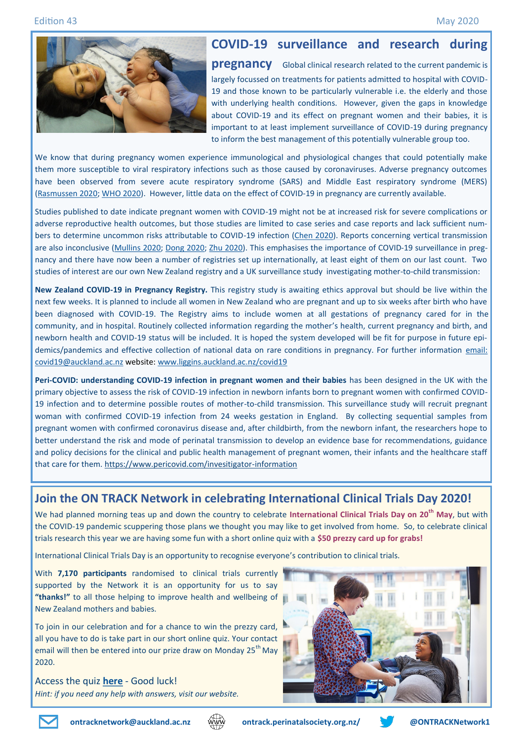## COVID-19 surveillance and research during pregnancy

Global clinical research related to the current pandemic is largely focussed on treatments for patients admitted to hospital with COVID-19 and those known to be particularly vulnerable i.e. the elderly and those with underlying health conditions. However, given the gaps in knowledge about COVID-19 and its effect on pregnant women and their babies, it is important to at least implement surveillance of COVID-19 during pregnancy to inform the best management of this potentially vulnerable group too.

We know that during pregnancy women experience immunological and physiological changes that could potentially make them more susceptible to viral respiratory infections such as those caused by coronaviruses. Adverse pregnancy outcomes have been observed from severe acute respiratory syndrome (SARS) and Middle East respiratory syndrome (MERS) (Rasmussen 2020; WHO 2020). However, little data on the effect of COVID-19 in pregnancy are currently available.

Studies published to date indicate pregnant women with COVID-19 might not be at increased risk for severe complications or adverse reproductive health outcomes, but those studies are limited to case series and case reports and lack sufficient numbers to determine uncommon risks attributable to COVID-19 infection (Chen 2020). Reports concerning vertical transmission are also inconclusive (Mullins 2020; Dong 2020; Zhu 2020). This emphasises the importance of COVID-19 surveillance in pregnancy and there have now been a number of registries set up internationally, at least eight of them on our last count. Two studies of interest are our own New Zealand registry and a UK surveillance study investigating mother-to-child transmission:

**New Zealand COVID-19 in Pregnancy Registry.** This registry study is awaiting ethics approval but should be live within the next few weeks. It is planned to include all women in New Zealand who are pregnant and up to six weeks after birth who have been diagnosed with COVID-19. The Registry aims to include women at all gestations of pregnancy cared for in the community, and in hospital. Routinely collected information regarding the mother's health, current pregnancy and birth, and newborn health and COVID-19 status will be included. It is hoped the system developed will be fit for purpose in future epidemics/pandemics and effective collection of national data on rare conditions in pregnancy. For further information email: covid19@auckland.ac.nz website: www.liggins.auckland.ac.nz/covid19

**Peri-COVID: understanding COVID-19 infection in pregnant women and their babies** has been designed in the UK with the primary objective to assess the risk of COVID-19 infection in newborn infants born to pregnant women with confirmed COVID-19 infection and to determine possible routes of mother-to-child transmission. This surveillance study will recruit pregnant woman with confirmed COVID-19 infection from 24 weeks gestation in England. By collecting sequential samples from pregnant women with confirmed coronavirus disease and, after childbirth, from the newborn infant, the researchers hope to better understand the risk and mode of perinatal transmission to develop an evidence base for recommendations, guidance and policy decisions for the clinical and public health management of pregnant women, their infants and the healthcare staff that care for them. https://www.pericovid.com/invesitigator-information

## Join the ON TRACK Network in celebrating International Clinical Trials Day 2020!

We had planned morning teas up and down the country to celebrate **International Clinical Trials Day on 20th May**, but with the COVID-19 pandemic scuppering those plans we thought you may like to get involved from home. So, to celebrate clinical trials research this year we are having some fun with a short online quiz with a **$50 prezzy card up for grabs!**

International Clinical Trials Day is an opportunity to recognise everyone's contribution to clinical trials.

With **7,170 participants** randomised to clinical trials currently supported by the Network it is an opportunity for us to say **"thanks!"** to all those helping to improve health and wellbeing of New Zealand mothers and babies.

To join in our celebration and for a chance to win the prezzy card, all you have to do is take part in our short online quiz. Your contact email will then be entered into our prize draw on Monday 25th May 2020.

Access the quiz **here** - Good luck!

*Hint: if you need any help with answers, visit our website.*

ontracknetwork@auckland.ac.nz ontrack.perinatalsociety.org.nz/ @ONTRACKNetwork1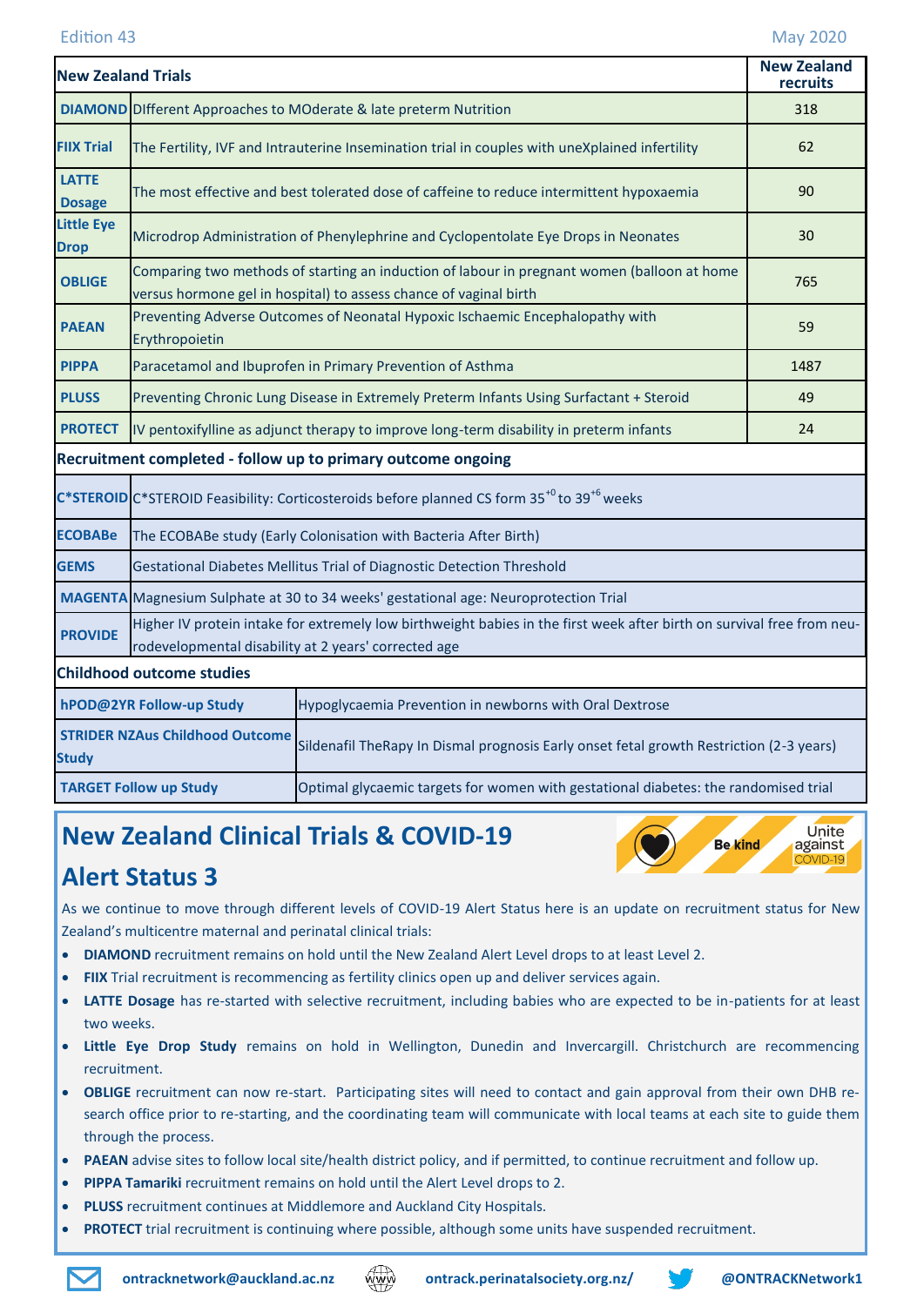| New Zealand Trials | | New Zealand recruits |
|---|---|---|
| DIAMOND | DIfferent Approaches to MOderate & late preterm Nutrition | 318 |
| FIIX Trial | The Fertility, IVF and Intrauterine Insemination trial in couples with uneXplained infertility | 62 |
| LATTE Dosage | The most effective and best tolerated dose of caffeine to reduce intermittent hypoxaemia | 90 |
| Little Eye Drop | Microdrop Administration of Phenylephrine and Cyclopentolate Eye Drops in Neonates | 30 |
| OBLIGE | Comparing two methods of starting an induction of labour in pregnant women (balloon at home versus hormone gel in hospital) to assess chance of vaginal birth | 765 |
| PAEAN | Preventing Adverse Outcomes of Neonatal Hypoxic Ischaemic Encephalopathy with Erythropoietin | 59 |
| PIPPA | Paracetamol and Ibuprofen in Primary Prevention of Asthma | 1487 |
| PLUSS | Preventing Chronic Lung Disease in Extremely Preterm Infants Using Surfactant + Steroid | 49 |
| PROTECT | IV pentoxifylline as adjunct therapy to improve long-term disability in preterm infants | 24 |
| **Recruitment completed - follow up to primary outcome ongoing** | | |
| C*STEROID | C*STEROID Feasibility: Corticosteroids before planned CS form $35^{+0}$ to $39^{+6}$ weeks | |
| ECOBABe | The ECOBABe study (Early Colonisation with Bacteria After Birth) | |
| GEMS | Gestational Diabetes Mellitus Trial of Diagnostic Detection Threshold | |
| MAGENTA | Magnesium Sulphate at 30 to 34 weeks' gestational age: Neuroprotection Trial | |
| PROVIDE | Higher IV protein intake for extremely low birthweight babies in the first week after birth on survival free from neurodevelopmental disability at 2 years' corrected age | |
| **Childhood outcome studies** | | |
| hPOD@2YR Follow-up Study | Hypoglycaemia Prevention in newborns with Oral Dextrose | |
| STRIDER NZAus Childhood Outcome Study | Sildenafil TheRapy In Dismal prognosis Early onset fetal growth Restriction (2-3 years) | |
| TARGET Follow up Study | Optimal glycaemic targets for women with gestational diabetes: the randomised trial | |

## New Zealand Clinical Trials & COVID-19 Alert Status 3

Be kind — Unite against COVID-19

As we continue to move through different levels of COVID-19 Alert Status here is an update on recruitment status for New Zealand's multicentre maternal and perinatal clinical trials:

- **DIAMOND** recruitment remains on hold until the New Zealand Alert Level drops to at least Level 2.
- **FIIX** Trial recruitment is recommencing as fertility clinics open up and deliver services again.
- **LATTE Dosage** has re-started with selective recruitment, including babies who are expected to be in-patients for at least two weeks.
- **Little Eye Drop Study** remains on hold in Wellington, Dunedin and Invercargill. Christchurch are recommencing recruitment.
- **OBLIGE** recruitment can now re-start. Participating sites will need to contact and gain approval from their own DHB research office prior to re-starting, and the coordinating team will communicate with local teams at each site to guide them through the process.
- **PAEAN** advise sites to follow local site/health district policy, and if permitted, to continue recruitment and follow up.
- **PIPPA Tamariki** recruitment remains on hold until the Alert Level drops to 2.
- **PLUSS** recruitment continues at Middlemore and Auckland City Hospitals.
- **PROTECT** trial recruitment is continuing where possible, although some units have suspended recruitment.

ontracknetwork@auckland.ac.nz | ontrack.perinatalsociety.org.nz/ | @ONTRACKNetwork1